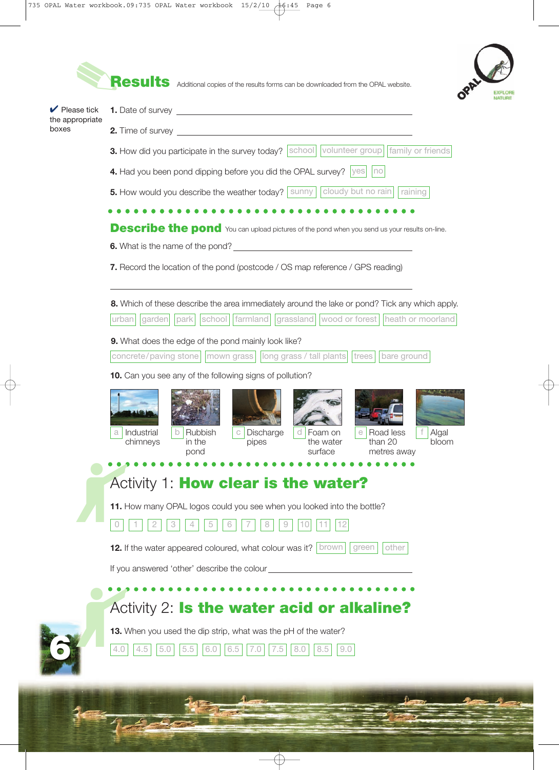# Results

Additional copies of the results forms can be downloaded from the OPAL website.

✔ Please tick the appropriate boxes

**1.** Date of survey ____________________

**2.** Time of survey ____________________

**3.** How did you participate in the survey today? [ school ] [ volunteer group ] [ family or friends ]

**4.** Had you been pond dipping before you did the OPAL survey? [ yes ] [ no ]

**5.** How would you describe the weather today? [ sunny ] [ cloudy but no rain ] [ raining ]

## Describe the pond

You can upload pictures of the pond when you send us your results on-line.

**6.** What is the name of the pond? ____________________

**7.** Record the location of the pond (postcode / OS map reference / GPS reading)

____________________

**8.** Which of these describe the area immediately around the lake or pond? Tick any which apply.

[ urban ] [ garden ] [ park ] [ school ] [ farmland ] [ grassland ] [ wood or forest ] [ heath or moorland ]

**9.** What does the edge of the pond mainly look like?

[ concrete/paving stone ] [ mown grass ] [ long grass / tall plants ] [ trees ] [ bare ground ]

**10.** Can you see any of the following signs of pollution?

[ a ] Industrial chimneys
[ b ] Rubbish in the pond
[ c ] Discharge pipes
[ d ] Foam on the water surface
[ e ] Road less than 20 metres away
[ f ] Algal bloom

## Activity 1: How clear is the water?

**11.** How many OPAL logos could you see when you looked into the bottle?

[ 0 ] [ 1 ] [ 2 ] [ 3 ] [ 4 ] [ 5 ] [ 6 ] [ 7 ] [ 8 ] [ 9 ] [ 10 ] [ 11 ] [ 12 ]

**12.** If the water appeared coloured, what colour was it? [ brown ] [ green ] [ other ]

If you answered 'other' describe the colour ____________________

## Activity 2: Is the water acid or alkaline?

**13.** When you used the dip strip, what was the pH of the water?

[ 4.0 ] [ 4.5 ] [ 5.0 ] [ 5.5 ] [ 6.0 ] [ 6.5 ] [ 7.0 ] [ 7.5 ] [ 8.0 ] [ 8.5 ] [ 9.0 ]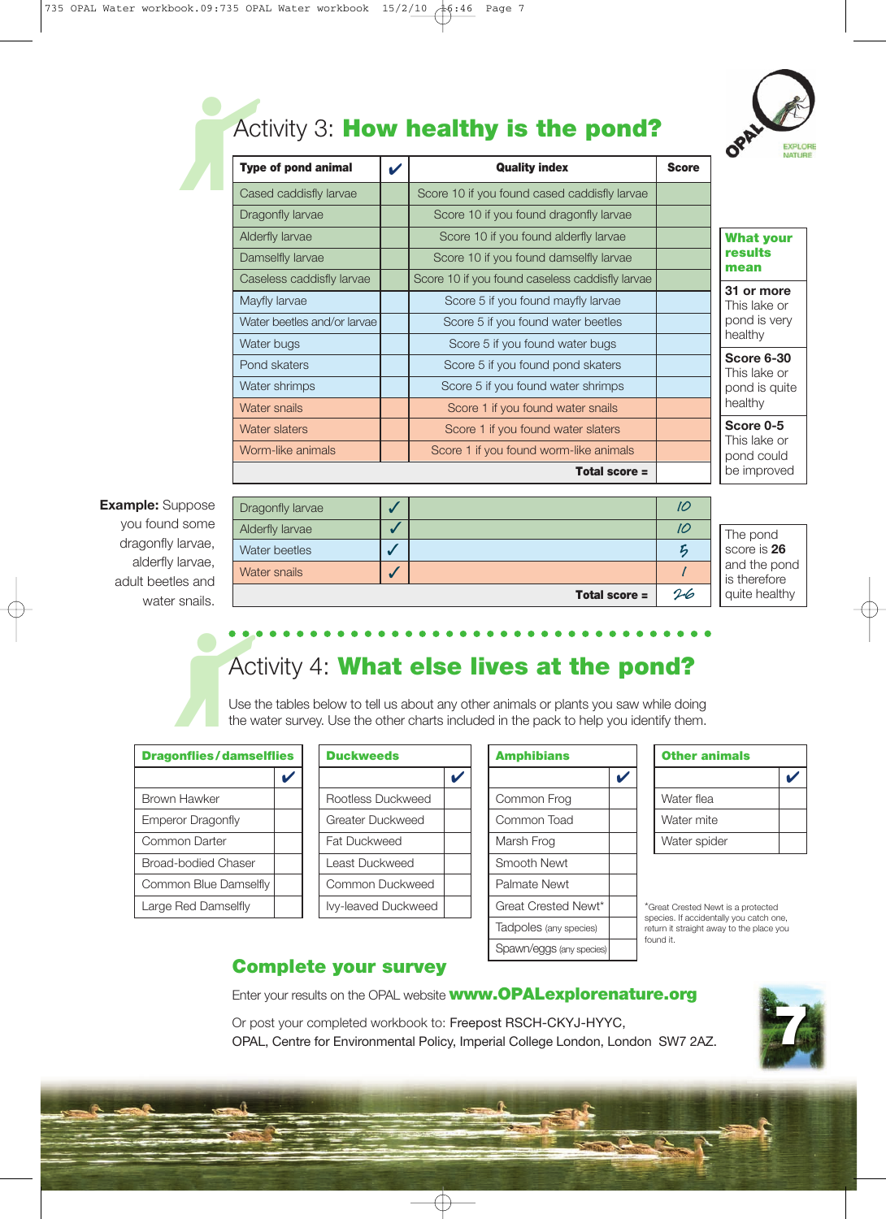# Activity 3: **How healthy is the pond?**

| Type of pond animal | ✔ | Quality index | Score |
|---|---|---|---|
| Cased caddisfly larvae | | Score 10 if you found cased caddisfly larvae | |
| Dragonfly larvae | | Score 10 if you found dragonfly larvae | |
| Alderfly larvae | | Score 10 if you found alderfly larvae | |
| Damselfly larvae | | Score 10 if you found damselfly larvae | |
| Caseless caddisfly larvae | | Score 10 if you found caseless caddisfly larvae | |
| Mayfly larvae | | Score 5 if you found mayfly larvae | |
| Water beetles and/or larvae | | Score 5 if you found water beetles | |
| Water bugs | | Score 5 if you found water bugs | |
| Pond skaters | | Score 5 if you found pond skaters | |
| Water shrimps | | Score 5 if you found water shrimps | |
| Water snails | | Score 1 if you found water snails | |
| Water slaters | | Score 1 if you found water slaters | |
| Worm-like animals | | Score 1 if you found worm-like animals | |
| | | **Total score =** | |

**What your results mean**

**31 or more**
This lake or pond is very healthy

**Score 6-30**
This lake or pond is quite healthy

**Score 0-5**
This lake or pond could be improved

**Example:** Suppose you found some dragonfly larvae, alderfly larvae, adult beetles and water snails.

| | | | |
|---|---|---|---|
| Dragonfly larvae | ✓ | | 10 |
| Alderfly larvae | ✓ | | 10 |
| Water beetles | ✓ | | 5 |
| Water snails | ✓ | | 1 |
| | | **Total score =** | 26 |

The pond score is **26** and the pond is therefore quite healthy

# Activity 4: **What else lives at the pond?**

Use the tables below to tell us about any other animals or plants you saw while doing the water survey. Use the other charts included in the pack to help you identify them.

| Dragonflies/damselflies | ✔ |
|---|---|
| Brown Hawker | |
| Emperor Dragonfly | |
| Common Darter | |
| Broad-bodied Chaser | |
| Common Blue Damselfly | |
| Large Red Damselfly | |

| Duckweeds | ✔ |
|---|---|
| Rootless Duckweed | |
| Greater Duckweed | |
| Fat Duckweed | |
| Least Duckweed | |
| Common Duckweed | |
| Ivy-leaved Duckweed | |

| Amphibians | ✔ |
|---|---|
| Common Frog | |
| Common Toad | |
| Marsh Frog | |
| Smooth Newt | |
| Palmate Newt | |
| Great Crested Newt* | |
| Tadpoles (any species) | |
| Spawn/eggs (any species) | |

| Other animals | ✔ |
|---|---|
| Water flea | |
| Water mite | |
| Water spider | |

*Great Crested Newt is a protected species. If accidentally you catch one, return it straight away to the place you found it.

## Complete your survey

Enter your results on the OPAL website **www.OPALexplorenature.org**

Or post your completed workbook to: Freepost RSCH-CKYJ-HYYC,
OPAL, Centre for Environmental Policy, Imperial College London, London SW7 2AZ.